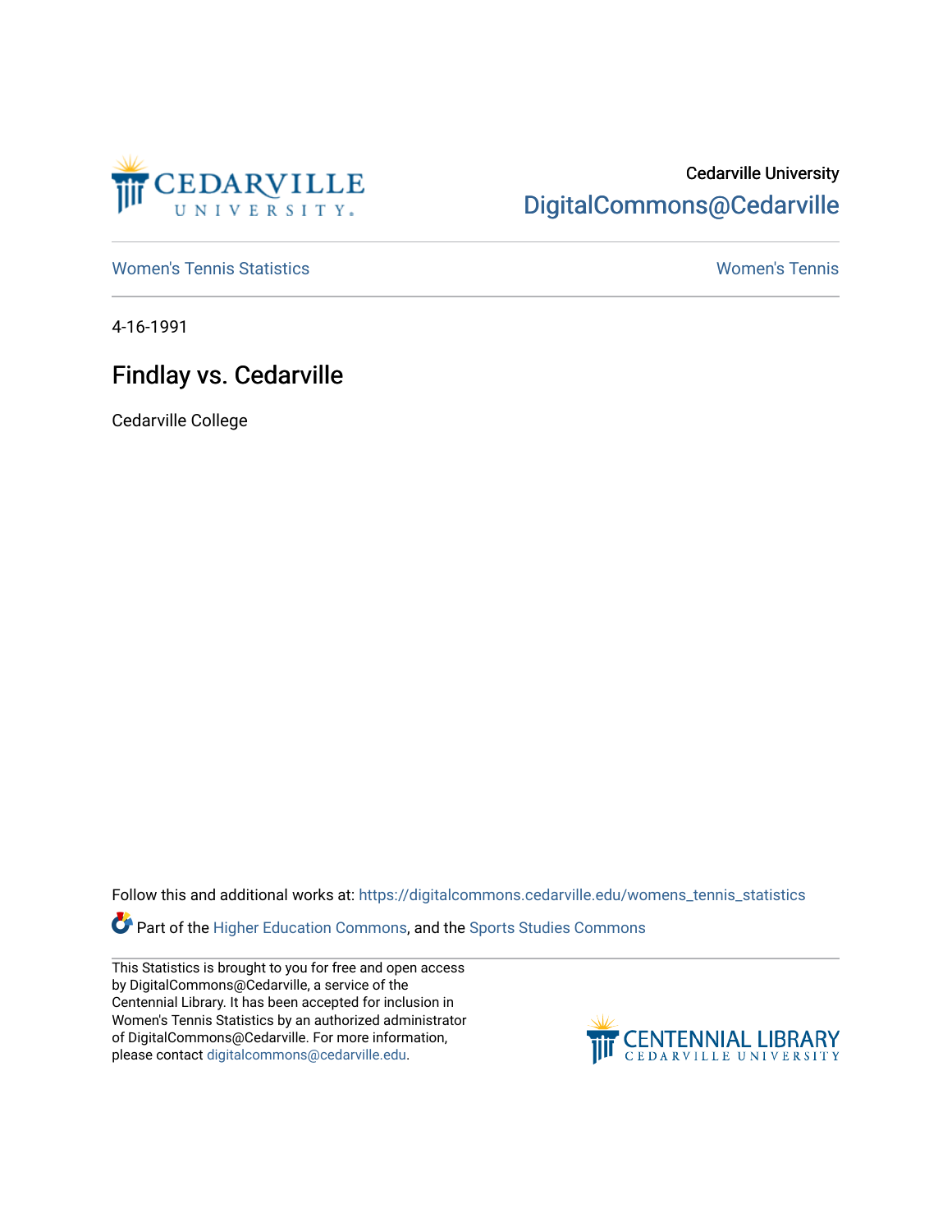Cedarville University

DigitalCommons@Cedarville

Women's Tennis Statistics

Women's Tennis

4-16-1991

# Findlay vs. Cedarville

Cedarville College

Follow this and additional works at: https://digitalcommons.cedarville.edu/womens_tennis_statistics

Part of the Higher Education Commons, and the Sports Studies Commons

This Statistics is brought to you for free and open access by DigitalCommons@Cedarville, a service of the Centennial Library. It has been accepted for inclusion in Women's Tennis Statistics by an authorized administrator of DigitalCommons@Cedarville. For more information, please contact digitalcommons@cedarville.edu.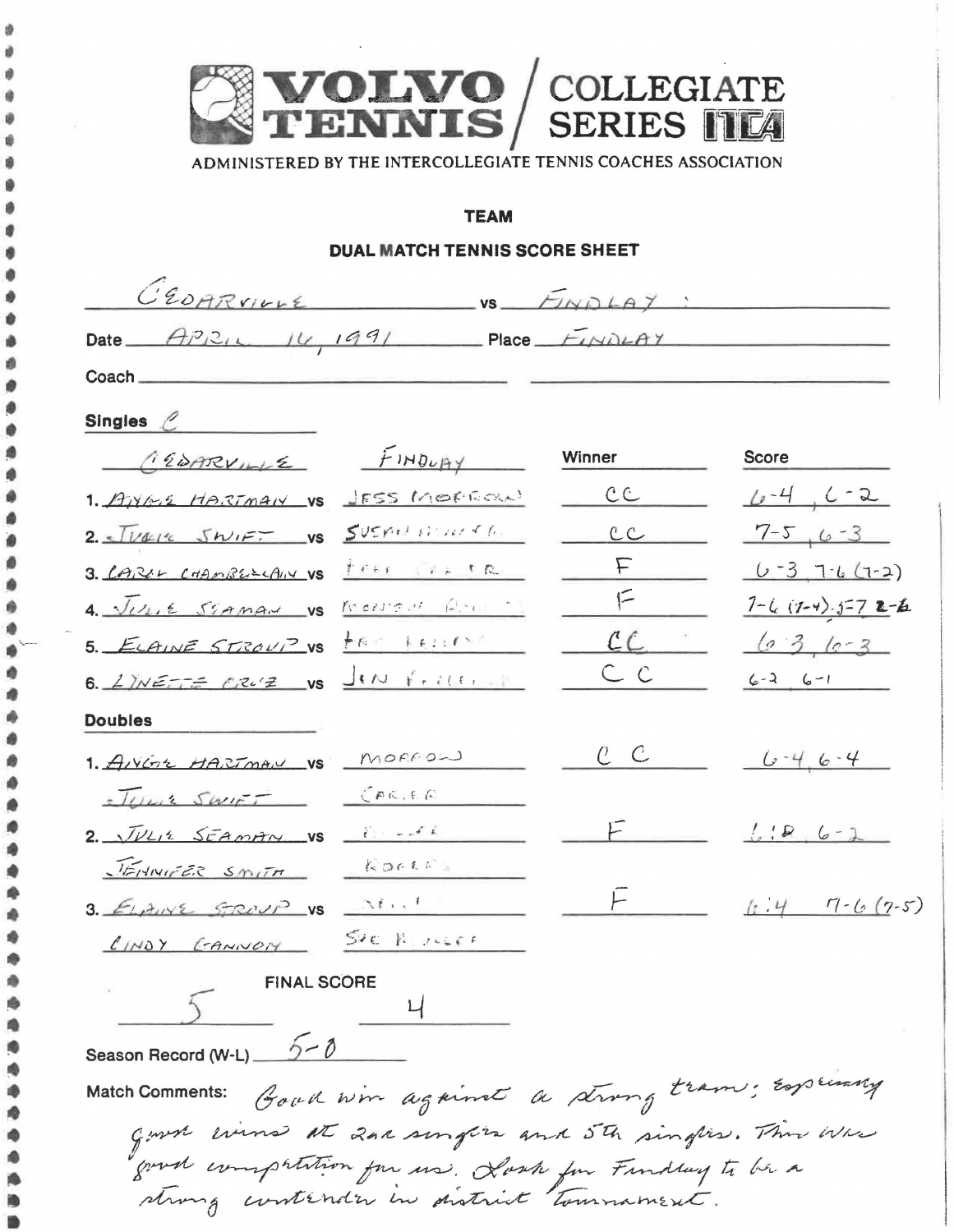# VOLVO TENNIS / COLLEGIATE SERIES ITCA

ADMINISTERED BY THE INTERCOLLEGIATE TENNIS COACHES ASSOCIATION

## TEAM

## DUAL MATCH TENNIS SCORE SHEET

CEDARVILLE vs FINDLAY

Date: APRIL 16, 1991 Place: FINDLAY

Coach: 

**Singles**

| CEDARVILLE | | FINDLAY | Winner | Score |
|---|---|---|---|---|
| 1. ANGIE HARTMAN | vs | JESS MORROW | CC | 6-4, 6-2 |
| 2. JULIE SWIFT | vs | SUSAN ... | CC | 7-5, 6-3 |
| 3. CAROL CHAMBERLAIN | vs | ... | F | 6-3, 7-6 (7-2) |
| 4. JULIE SEAMAN | vs | ... | F | 7-6 (7-4), 5-7, 2-6 |
| 5. ELAINE STROUP | vs | ... | CC | 6-3, 6-3 |
| 6. LYNETTE CRUZ | vs | JEN ... | CC | 6-2, 6-1 |

**Doubles**

| CEDARVILLE | | FINDLAY | Winner | Score |
|---|---|---|---|---|
| 1. ANGIE HARTMAN / JULIE SWIFT | vs | MORROW / CARTER | CC | 6-4, 6-4 |
| 2. JULIE SEAMAN / JENNIFER SMITH | vs | ... / ROGERS | F | 6-0, 6-2 |
| 3. ELAINE STROUP / CINDY GANNON | vs | ... / SUE ... | F | 6-4, 7-6 (7-5) |

FINAL SCORE

5 4

Season Record (W-L): 5-0

Match Comments: Good win against a strong team; especially good wins at 2nd singles and 5th singles. This was good competition for us. Look for Findlay to be a strong contender in district tournament.